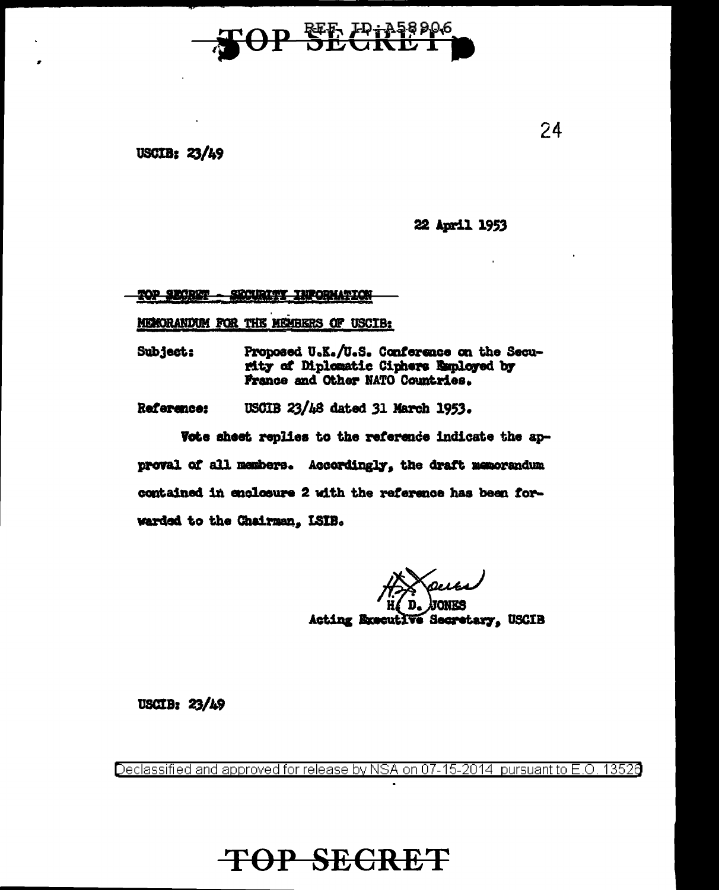TOP SECRET

REF ID:A58906

USCIB: 23/49

22 April 1953

TOP SECRET - SECURITY INFORMATION

MEMORANDUM FOR THE MEMBERS OF USCIB:

Subject: Proposed U.K./U.S. Conference on the Security of Diplomatic Ciphers Employed by France and Other NATO Countries.

Reference: USCIB 23/48 dated 31 March 1953.

Vote sheet replies to the reference indicate the approval of all members. Accordingly, the draft memorandum contained in enclosure 2 with the reference has been forwarded to the Chairman, LSIB.

H. D. JONES
Acting Executive Secretary, USCIB

USCIB: 23/49

Declassified and approved for release by NSA on 07-15-2014 pursuant to E.O. 13526

TOP SECRET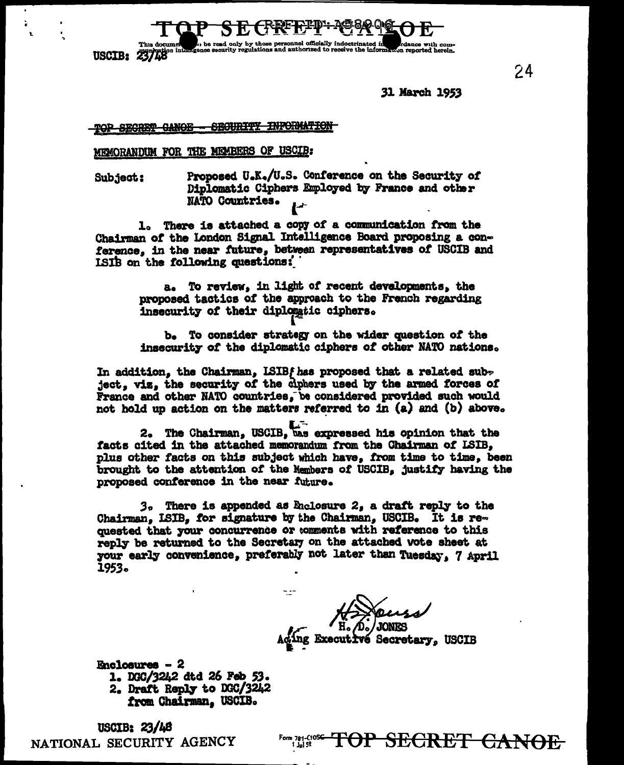TOP SECRET CANOE

This document is to be read only by those personnel officially indoctrinated in accordance with communication intelligence security regulations and authorized to receive the information reported herein.

USCIB: 23/48

24

31 March 1953

~~TOP SECRET CANOE - SECURITY INFORMATION~~

MEMORANDUM FOR THE MEMBERS OF USCIB:

Subject: Proposed U.K./U.S. Conference on the Security of Diplomatic Ciphers Employed by France and other NATO Countries.

1. There is attached a copy of a communication from the Chairman of the London Signal Intelligence Board proposing a conference, in the near future, between representatives of USCIB and LSIB on the following questions:

   a. To review, in light of recent developments, the proposed tactics of the approach to the French regarding insecurity of their diplomatic ciphers.

   b. To consider strategy on the wider question of the insecurity of the diplomatic ciphers of other NATO nations.

In addition, the Chairman, LSIB, has proposed that a related subject, viz, the security of the ciphers used by the armed forces of France and other NATO countries, be considered provided such would not hold up action on the matters referred to in (a) and (b) above.

2. The Chairman, USCIB, has expressed his opinion that the facts cited in the attached memorandum from the Chairman of LSIB, plus other facts on this subject which have, from time to time, been brought to the attention of the Members of USCIB, justify having the proposed conference in the near future.

3. There is appended as Enclosure 2, a draft reply to the Chairman, LSIB, for signature by the Chairman, USCIB. It is requested that your concurrence or comments with reference to this reply be returned to the Secretary on the attached vote sheet at your early convenience, preferably not later than Tuesday, 7 April 1953.

H. D. JONES
Acting Executive Secretary, USCIB

Enclosures - 2
1. DGC/3242 dtd 26 Feb 53.
2. Draft Reply to DGC/3242 from Chairman, USCIB.

USCIB: 23/48

TOP SECRET CANOE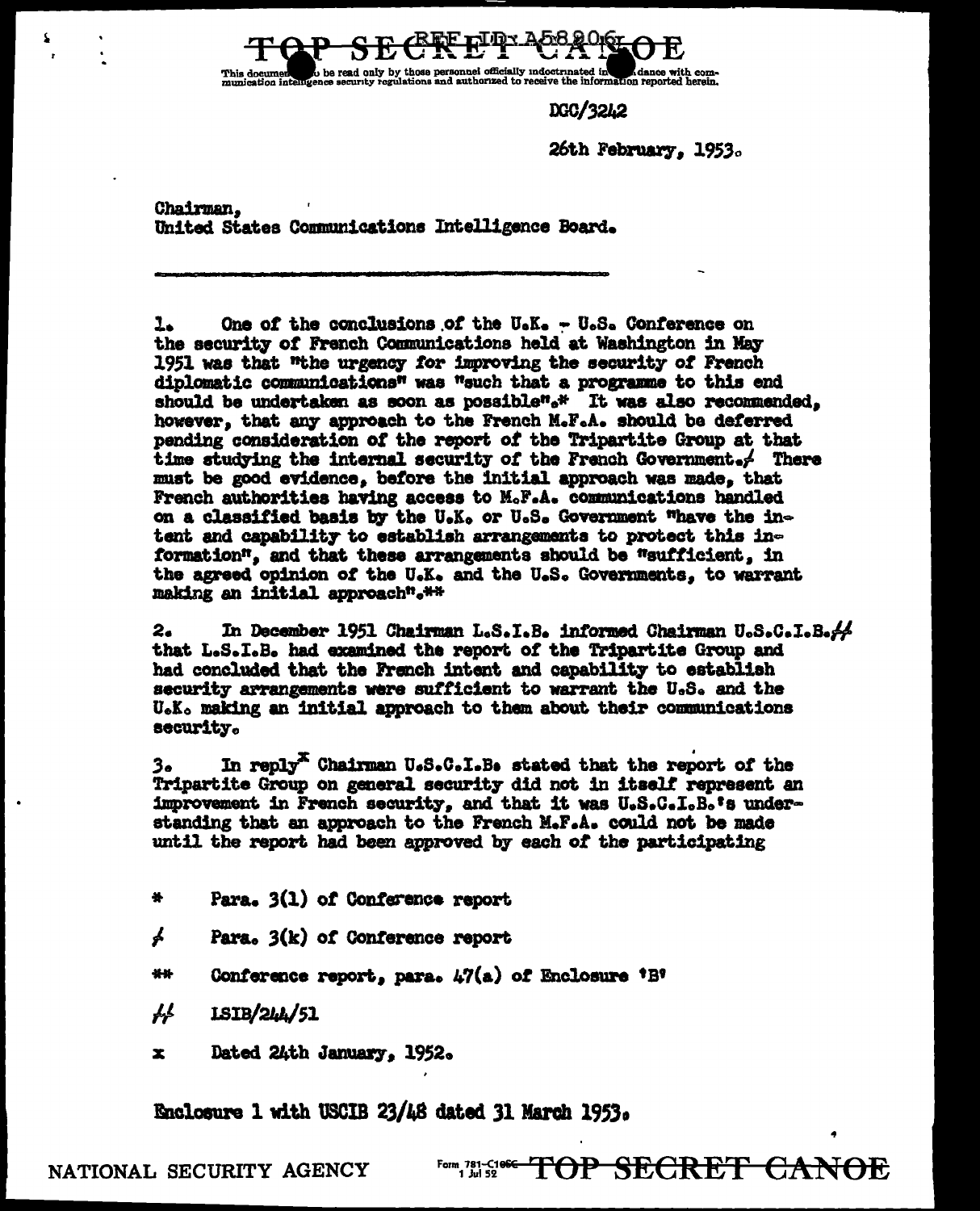TOP SECRET CANOE

REF ID: A58806

This document is to be read only by those personnel officially indoctrinated in accordance with communication intelligence security regulations and authorized to receive the information reported herein.

DCC/3242

26th February, 1953.

Chairman,
United States Communications Intelligence Board.

---

1. One of the conclusions of the U.K. - U.S. Conference on the security of French Communications held at Washington in May 1951 was that "the urgency for improving the security of French diplomatic communications" was "such that a programme to this end should be undertaken as soon as possible".* It was also recommended, however, that any approach to the French M.F.A. should be deferred pending consideration of the report of the Tripartite Group at that time studying the internal security of the French Government.≠ There must be good evidence, before the initial approach was made, that French authorities having access to M.F.A. communications handled on a classified basis by the U.K. or U.S. Government "have the intent and capability to establish arrangements to protect this information", and that these arrangements should be "sufficient, in the agreed opinion of the U.K. and the U.S. Governments, to warrant making an initial approach".**

2. In December 1951 Chairman L.S.I.B. informed Chairman U.S.C.I.B.≠≠ that L.S.I.B. had examined the report of the Tripartite Group and had concluded that the French intent and capability to establish security arrangements were sufficient to warrant the U.S. and the U.K. making an initial approach to them about their communications security.

3. In reply[x] Chairman U.S.C.I.B. stated that the report of the Tripartite Group on general security did not in itself represent an improvement in French security, and that it was U.S.C.I.B.'s understanding that an approach to the French M.F.A. could not be made until the report had been approved by each of the participating

\* Para. 3(l) of Conference report

≠ Para. 3(k) of Conference report

** Conference report, para. 47(a) of Enclosure 'B'

≠≠ LSIB/244/51

x Dated 24th January, 1952.

Enclosure 1 with USCIB 23/48 dated 31 March 1953.

NATIONAL SECURITY AGENCY Form 781-C10SC 1 Jul 52 TOP SECRET CANOE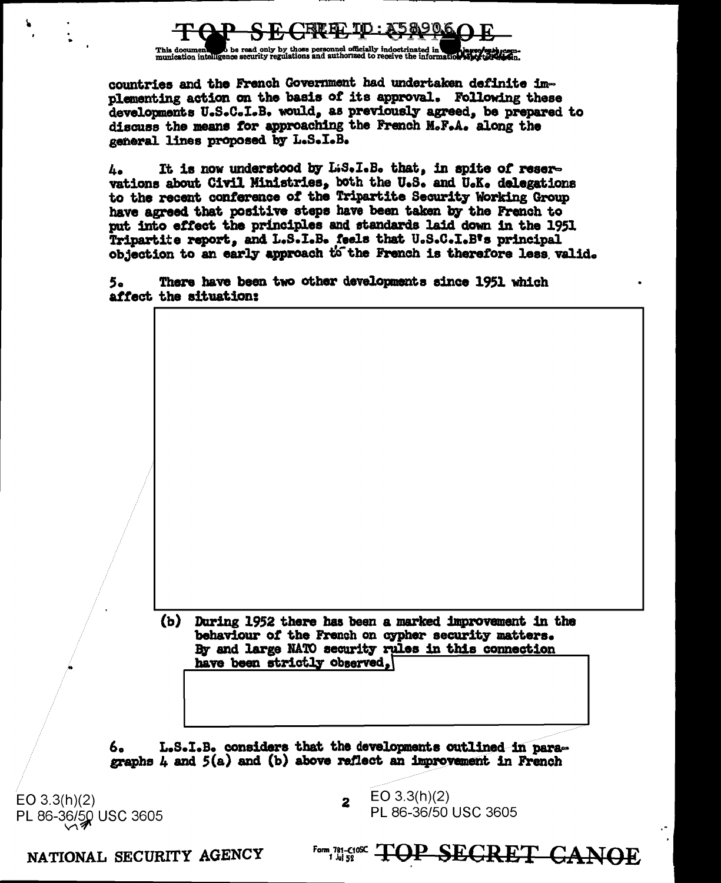countries and the French Government had undertaken definite implementing action on the basis of its approval. Following these developments U.S.C.I.B. would, as previously agreed, be prepared to discuss the means for approaching the French M.F.A. along the general lines proposed by L.S.I.B.

4. It is now understood by L.S.I.B. that, in spite of reservations about Civil Ministries, both the U.S. and U.K. delegations to the recent conference of the Tripartite Security Working Group have agreed that positive steps have been taken by the French to put into effect the principles and standards laid down in the 1951 Tripartite report, and L.S.I.B. feels that U.S.C.I.B's principal objection to an early approach to the French is therefore less valid.

5. There have been two other developments since 1951 which affect the situation:

(b) During 1952 there has been a marked improvement in the behaviour of the French on cypher security matters. By and large NATO security rules in this connection have been strictly observed,

6. L.S.I.B. considers that the developments outlined in paragraphs 4 and 5(a) and (b) above reflect an improvement in French

EO 3.3(h)(2)
PL 86-36/50 USC 3605

EO 3.3(h)(2)
PL 86-36/50 USC 3605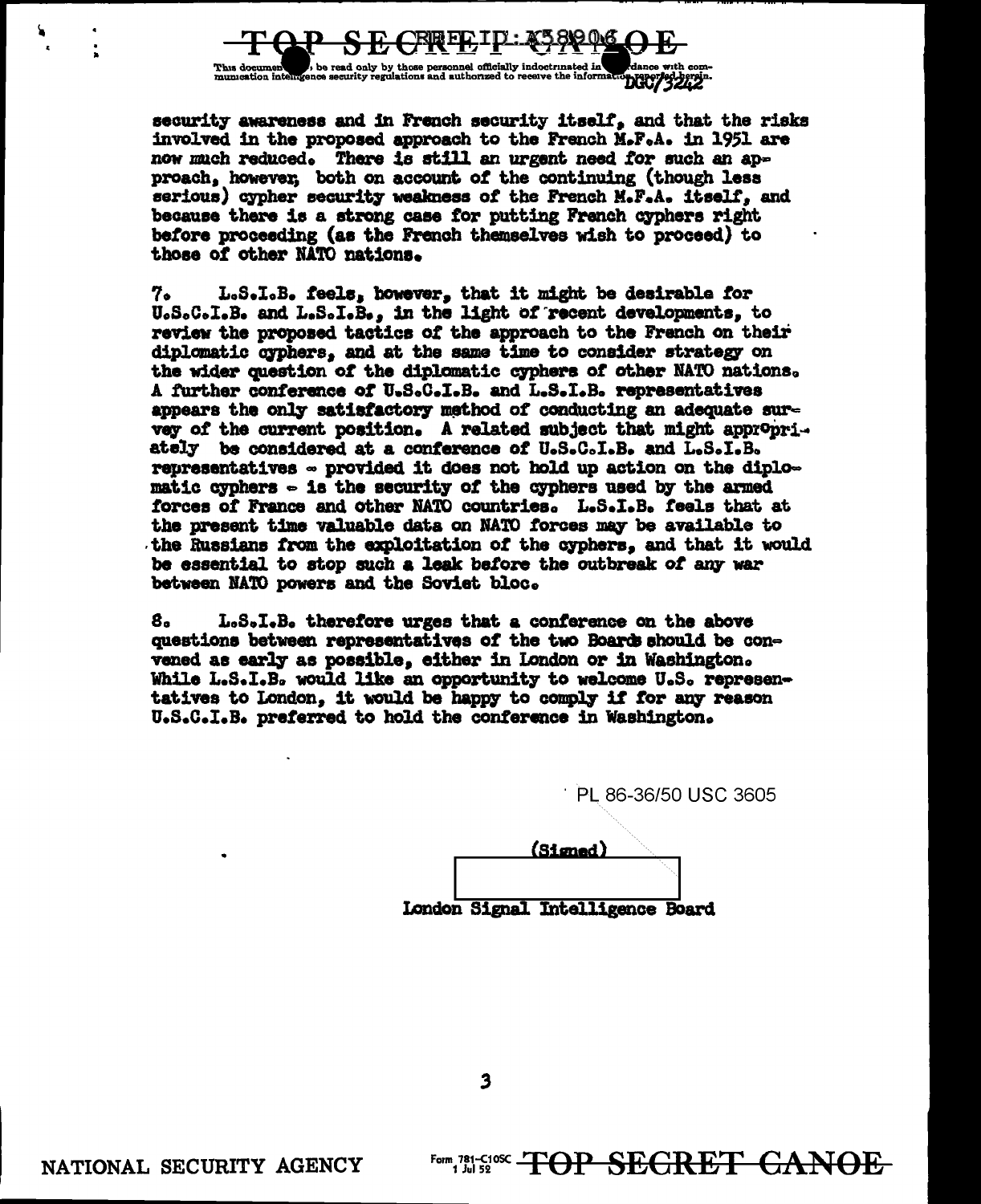security awareness and in French security itself, and that the risks involved in the proposed approach to the French M.F.A. in 1951 are now much reduced. There is still an urgent need for such an approach, however, both on account of the continuing (though less serious) cypher security weakness of the French M.F.A. itself, and because there is a strong case for putting French cyphers right before proceeding (as the French themselves wish to proceed) to those of other NATO nations.

7. L.S.I.B. feels, however, that it might be desirable for U.S.C.I.B. and L.S.I.B., in the light of recent developments, to review the proposed tactics of the approach to the French on their diplomatic cyphers, and at the same time to consider strategy on the wider question of the diplomatic cyphers of other NATO nations. A further conference of U.S.C.I.B. and L.S.I.B. representatives appears the only satisfactory method of conducting an adequate survey of the current position. A related subject that might appropriately be considered at a conference of U.S.C.I.B. and L.S.I.B. representatives - provided it does not hold up action on the diplomatic cyphers - is the security of the cyphers used by the armed forces of France and other NATO countries. L.S.I.B. feels that at the present time valuable data on NATO forces may be available to the Russians from the exploitation of the cyphers, and that it would be essential to stop such a leak before the outbreak of any war between NATO powers and the Soviet bloc.

8. L.S.I.B. therefore urges that a conference on the above questions between representatives of the two Boards should be convened as early as possible, either in London or in Washington. While L.S.I.B. would like an opportunity to welcome U.S. representatives to London, it would be happy to comply if for any reason U.S.C.I.B. preferred to hold the conference in Washington.

PL 86-36/50 USC 3605

(Signed)

London Signal Intelligence Board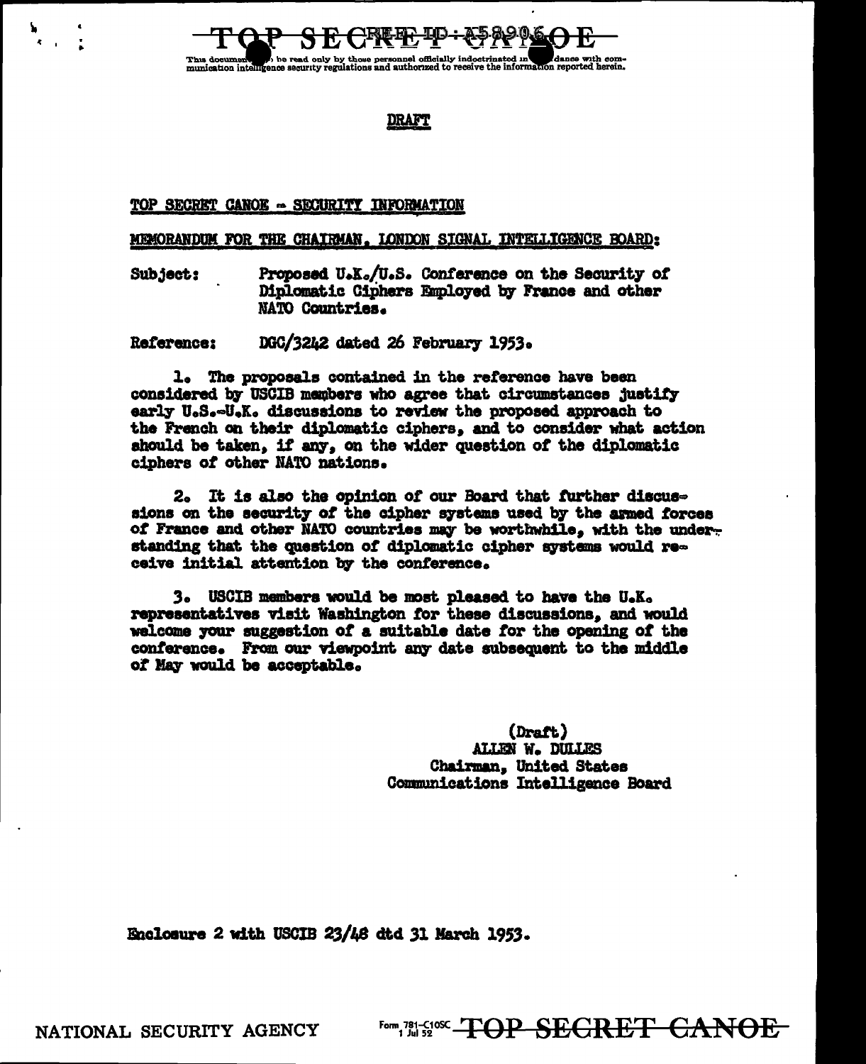TOP SECRET ID: A58906 CANOE

This document is to be read only by those personnel officially indoctrinated in accordance with communication intelligence security regulations and authorized to receive the information reported herein.

DRAFT

TOP SECRET CANOE - SECURITY INFORMATION

MEMORANDUM FOR THE CHAIRMAN, LONDON SIGNAL INTELLIGENCE BOARD:

Subject: Proposed U.K./U.S. Conference on the Security of Diplomatic Ciphers Employed by France and other NATO Countries.

Reference: DGC/3242 dated 26 February 1953.

1. The proposals contained in the reference have been considered by USCIB members who agree that circumstances justify early U.S.-U.K. discussions to review the proposed approach to the French on their diplomatic ciphers, and to consider what action should be taken, if any, on the wider question of the diplomatic ciphers of other NATO nations.

2. It is also the opinion of our Board that further discussions on the security of the cipher systems used by the armed forces of France and other NATO countries may be worthwhile, with the understanding that the question of diplomatic cipher systems would receive initial attention by the conference.

3. USCIB members would be most pleased to have the U.K. representatives visit Washington for these discussions, and would welcome your suggestion of a suitable date for the opening of the conference. From our viewpoint any date subsequent to the middle of May would be acceptable.

(Draft)
ALLEN W. DULLES
Chairman, United States
Communications Intelligence Board

Enclosure 2 with USCIB 23/48 dtd 31 March 1953.

NATIONAL SECURITY AGENCY

TOP SECRET CANOE